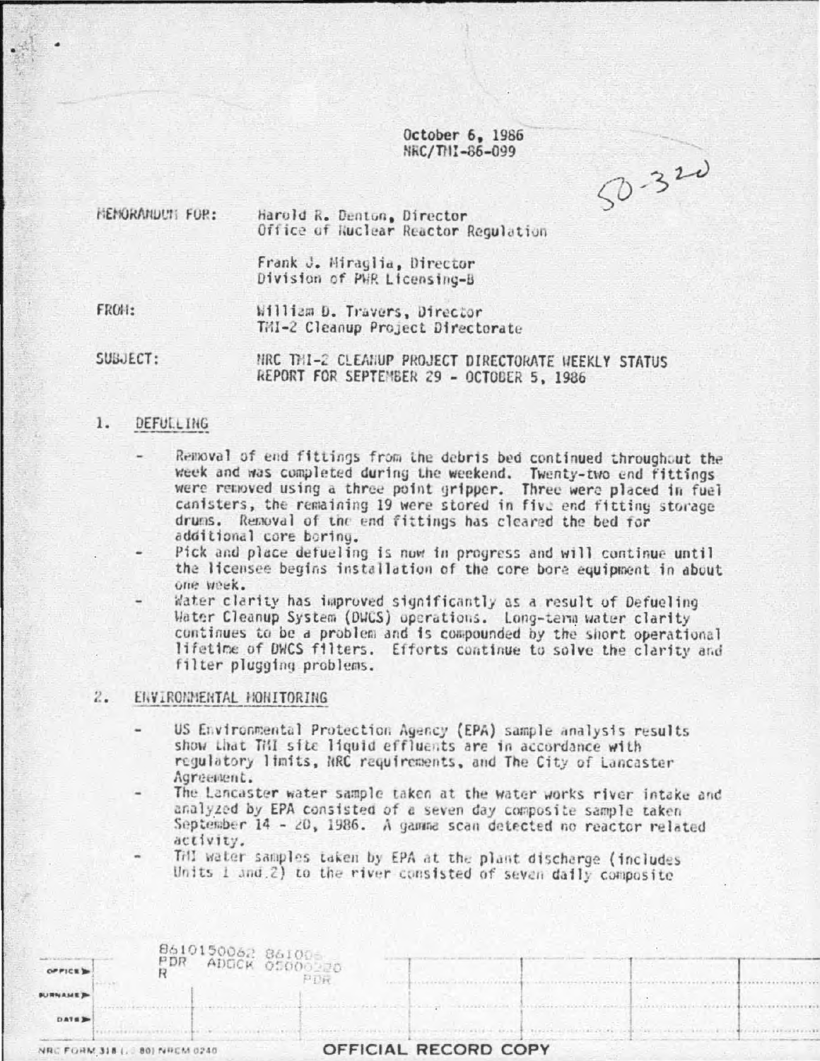October 6, 1986
NRC/TMI-86-099

50-320

MEMORANDUM FOR: Harold R. Denton, Director
Office of Nuclear Reactor Regulation

Frank J. Miraglia, Director
Division of PWR Licensing-B

FROM: William D. Travers, Director
TMI-2 Cleanup Project Directorate

SUBJECT: NRC TMI-2 CLEANUP PROJECT DIRECTORATE WEEKLY STATUS REPORT FOR SEPTEMBER 29 - OCTOBER 5, 1986

1. DEFUELING

- Removal of end fittings from the debris bed continued throughout the week and was completed during the weekend. Twenty-two end fittings were removed using a three point gripper. Three were placed in fuel canisters, the remaining 19 were stored in five end fitting storage drums. Removal of the end fittings has cleared the bed for additional core boring.
- Pick and place defueling is now in progress and will continue until the licensee begins installation of the core bore equipment in about one week.
- Water clarity has improved significantly as a result of Defueling Water Cleanup System (DWCS) operations. Long-term water clarity continues to be a problem and is compounded by the short operational lifetime of DWCS filters. Efforts continue to solve the clarity and filter plugging problems.

2. ENVIRONMENTAL MONITORING

- US Environmental Protection Agency (EPA) sample analysis results show that TMI site liquid effluents are in accordance with regulatory limits, NRC requirements, and The City of Lancaster Agreement.
- The Lancaster water sample taken at the water works river intake and analyzed by EPA consisted of a seven day composite sample taken September 14 - 20, 1986. A gamma scan detected no reactor related activity.
- TMI water samples taken by EPA at the plant discharge (includes Units 1 and 2) to the river consisted of seven daily composite

8610150062 861006
PDR ADOCK 05000320
R PDR

OFFICIAL RECORD COPY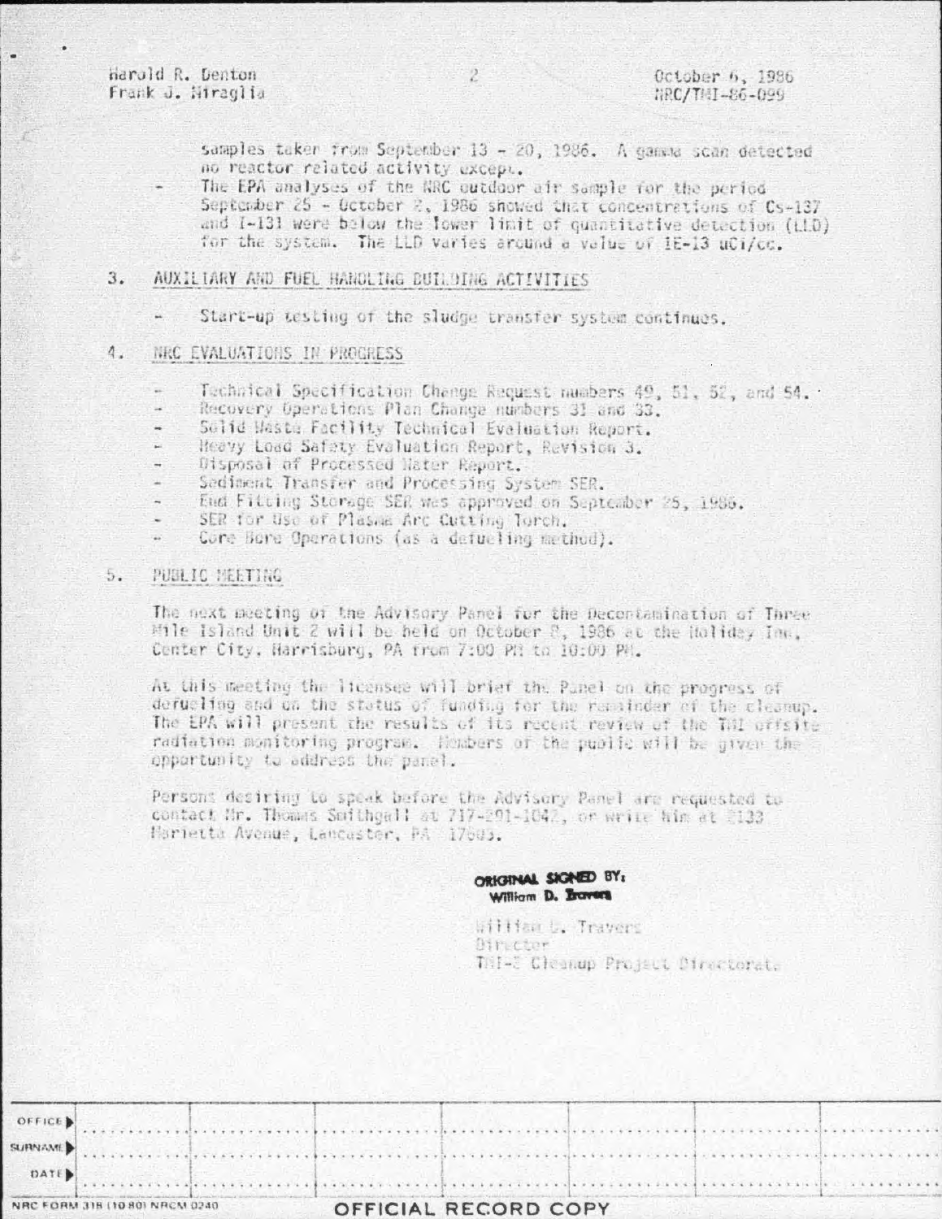samples taken from September 13 – 20, 1986. A gamma scan detected no reactor related activity except.

- The EPA analyses of the NRC outdoor air sample for the period September 25 – October 2, 1986 showed that concentrations of Cs-137 and I-131 were below the lower limit of quantitative detection (LLD) for the system. The LLD varies around a value of 1E-13 uCi/cc.

3. AUXILIARY AND FUEL HANDLING BUILDING ACTIVITIES

   - Start-up testing of the sludge transfer system continues.

4. NRC EVALUATIONS IN PROGRESS

   - Technical Specification Change Request numbers 49, 51, 52, and 54.
   - Recovery Operations Plan Change numbers 31 and 33.
   - Solid Waste Facility Technical Evaluation Report.
   - Heavy Load Safety Evaluation Report, Revision 3.
   - Disposal of Processed Water Report.
   - Sediment Transfer and Processing System SER.
   - End Fitting Storage SER was approved on September 25, 1986.
   - SER for Use of Plasma Arc Cutting Torch.
   - Core Bore Operations (as a defueling method).

5. PUBLIC MEETING

   The next meeting of the Advisory Panel for the Decontamination of Three Mile Island Unit 2 will be held on October 8, 1986 at the Holiday Inn, Center City, Harrisburg, PA from 7:00 PM to 10:00 PM.

   At this meeting the licensee will brief the Panel on the progress of defueling and on the status of funding for the remainder of the cleanup. The EPA will present the results of its recent review of the TMI offsite radiation monitoring program. Members of the public will be given the opportunity to address the panel.

   Persons desiring to speak before the Advisory Panel are requested to contact Mr. Thomas Smithgall at 717-291-1042, or write him at 2122 Marietta Avenue, Lancaster, PA 17603.

ORIGINAL SIGNED BY:
William D. Travers

William D. Travers
Director
TMI-2 Cleanup Project Directorate

| OFFICE | | | | | | | |
|---|---|---|---|---|---|---|---|
| SURNAME | | | | | | | |
| DATE | | | | | | | |

NRC FORM 318 (10 80) NRCM 0240

OFFICIAL RECORD COPY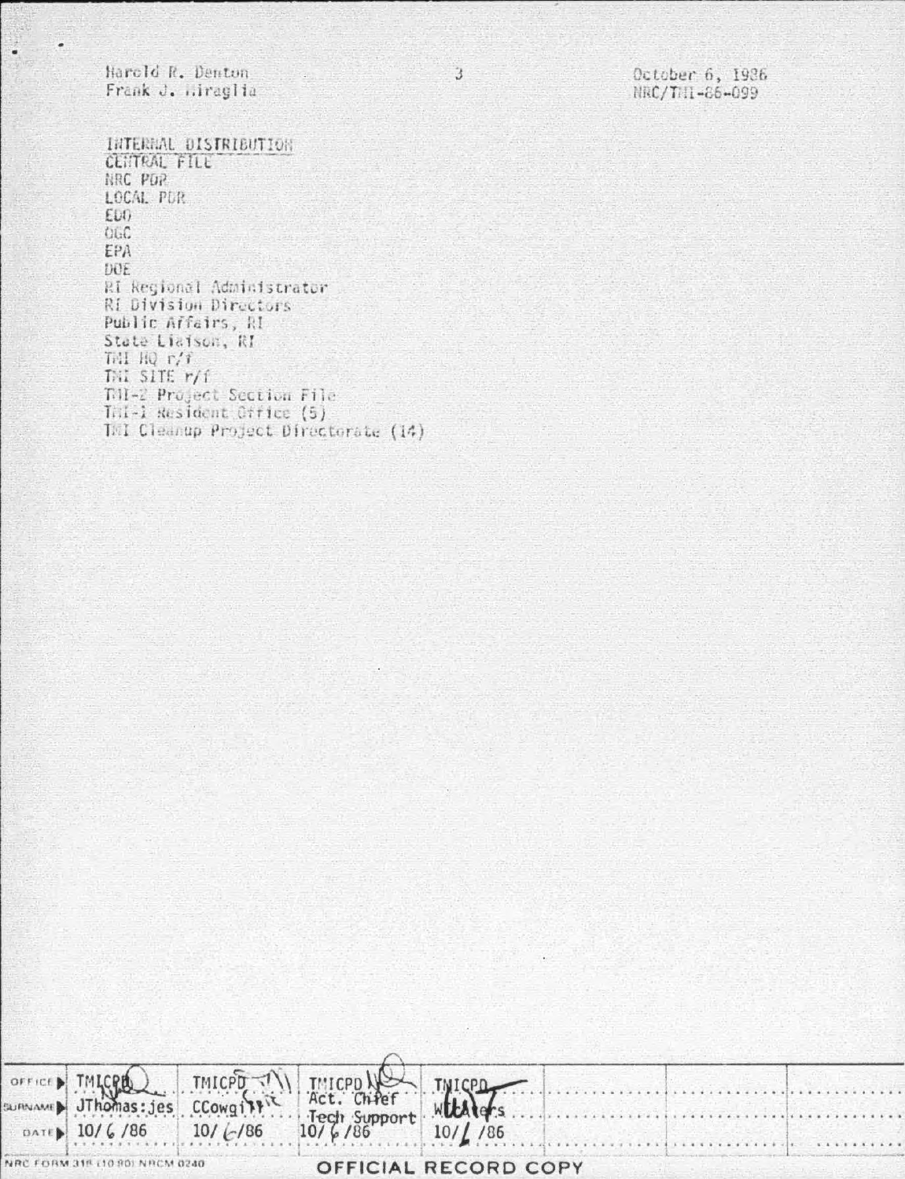Harold R. Denton
Frank J. Miraglia

October 6, 1986
NRC/TMI-86-099

INTERNAL DISTRIBUTION
CENTRAL FILE
NRC PDR
LOCAL PDR
EDO
OGC
EPA
DOE
RI Regional Administrator
RI Division Directors
Public Affairs, RI
State Liaison, RI
TMI HQ r/f
TMI SITE r/f
TMI-2 Project Section File
TMI-1 Resident Office (5)
TMI Cleanup Project Directorate (14)

| | | | | | | | |
|---|---|---|---|---|---|---|---|
| OFFICE | TMICPD | TMICPD | TMICPD Act. Chief Tech Support | TMICPD | | | |
| SURNAME | JThomas:jes | CCowgill | | WTravers | | | |
| DATE | 10/6/86 | 10/6/86 | 10/6/86 | 10/6/86 | | | |

NRC FORM 318 (10/80) NRCM 0240

OFFICIAL RECORD COPY